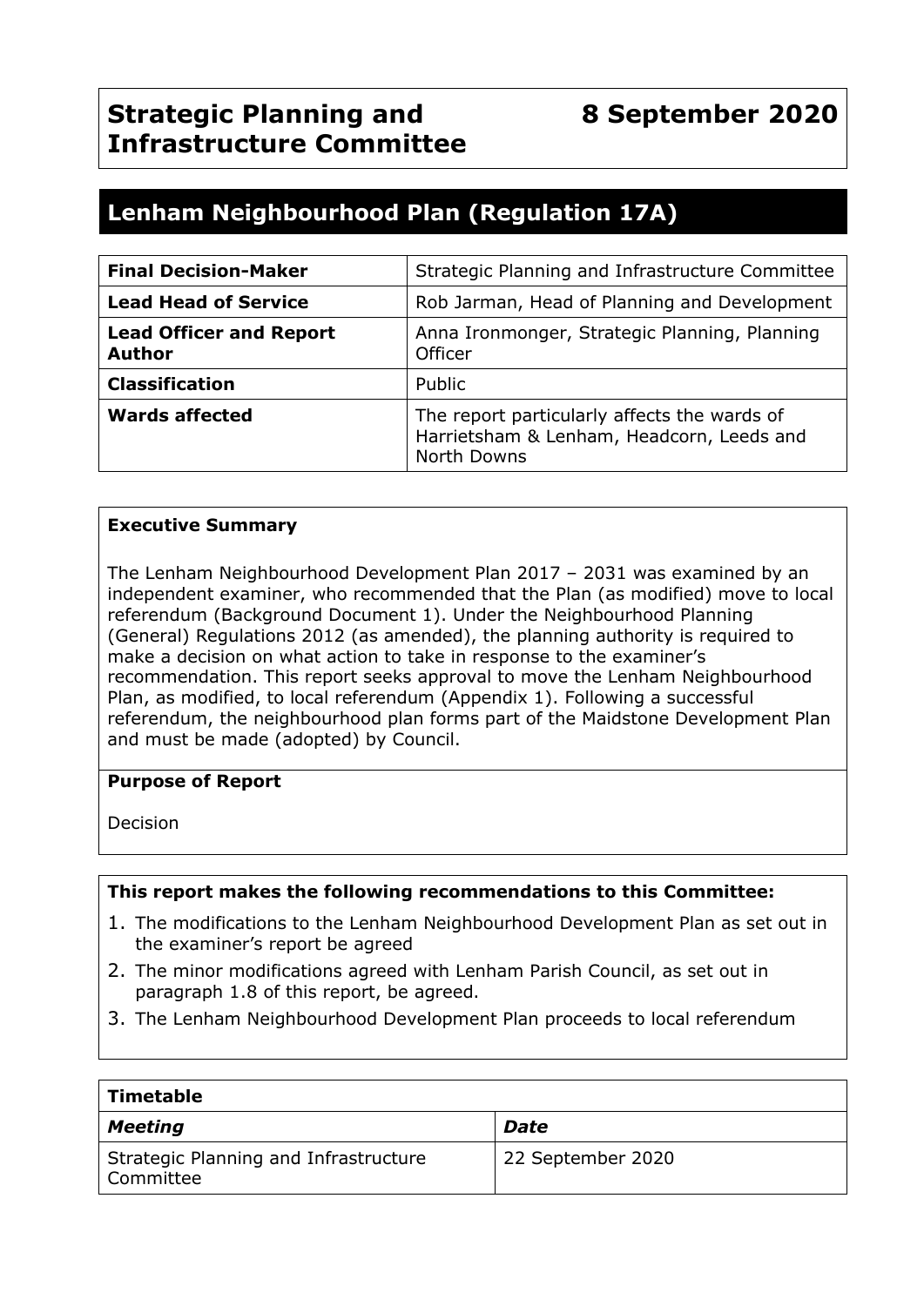| Strategic Planning and Infrastructure Committee | 8 September 2020 |
| --- | --- |

# Lenham Neighbourhood Plan (Regulation 17A)

| **Final Decision-Maker** | Strategic Planning and Infrastructure Committee |
| --- | --- |
| **Lead Head of Service** | Rob Jarman, Head of Planning and Development |
| **Lead Officer and Report Author** | Anna Ironmonger, Strategic Planning, Planning Officer |
| **Classification** | Public |
| **Wards affected** | The report particularly affects the wards of Harrietsham & Lenham, Headcorn, Leeds and North Downs |

**Executive Summary**

The Lenham Neighbourhood Development Plan 2017 – 2031 was examined by an independent examiner, who recommended that the Plan (as modified) move to local referendum (Background Document 1). Under the Neighbourhood Planning (General) Regulations 2012 (as amended), the planning authority is required to make a decision on what action to take in response to the examiner's recommendation. This report seeks approval to move the Lenham Neighbourhood Plan, as modified, to local referendum (Appendix 1). Following a successful referendum, the neighbourhood plan forms part of the Maidstone Development Plan and must be made (adopted) by Council.

**Purpose of Report**

Decision

**This report makes the following recommendations to this Committee:**

1. The modifications to the Lenham Neighbourhood Development Plan as set out in the examiner's report be agreed
2. The minor modifications agreed with Lenham Parish Council, as set out in paragraph 1.8 of this report, be agreed.
3. The Lenham Neighbourhood Development Plan proceeds to local referendum

| **Timetable** | |
| --- | --- |
| ***Meeting*** | ***Date*** |
| Strategic Planning and Infrastructure Committee | 22 September 2020 |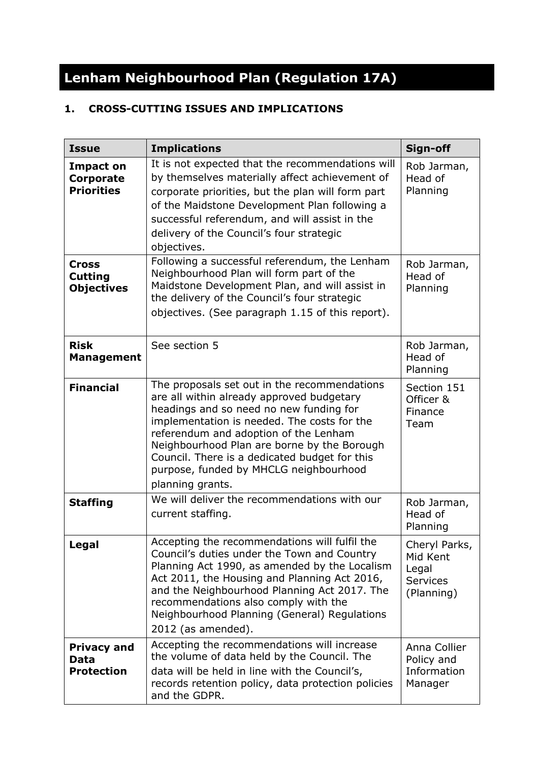# Lenham Neighbourhood Plan (Regulation 17A)

## 1. CROSS-CUTTING ISSUES AND IMPLICATIONS

| Issue | Implications | Sign-off |
|---|---|---|
| **Impact on Corporate Priorities** | It is not expected that the recommendations will by themselves materially affect achievement of corporate priorities, but the plan will form part of the Maidstone Development Plan following a successful referendum, and will assist in the delivery of the Council's four strategic objectives. | Rob Jarman, Head of Planning |
| **Cross Cutting Objectives** | Following a successful referendum, the Lenham Neighbourhood Plan will form part of the Maidstone Development Plan, and will assist in the delivery of the Council's four strategic objectives. (See paragraph 1.15 of this report). | Rob Jarman, Head of Planning |
| **Risk Management** | See section 5 | Rob Jarman, Head of Planning |
| **Financial** | The proposals set out in the recommendations are all within already approved budgetary headings and so need no new funding for implementation is needed. The costs for the referendum and adoption of the Lenham Neighbourhood Plan are borne by the Borough Council. There is a dedicated budget for this purpose, funded by MHCLG neighbourhood planning grants. | Section 151 Officer & Finance Team |
| **Staffing** | We will deliver the recommendations with our current staffing. | Rob Jarman, Head of Planning |
| **Legal** | Accepting the recommendations will fulfil the Council's duties under the Town and Country Planning Act 1990, as amended by the Localism Act 2011, the Housing and Planning Act 2016, and the Neighbourhood Planning Act 2017. The recommendations also comply with the Neighbourhood Planning (General) Regulations 2012 (as amended). | Cheryl Parks, Mid Kent Legal Services (Planning) |
| **Privacy and Data Protection** | Accepting the recommendations will increase the volume of data held by the Council. The data will be held in line with the Council's, records retention policy, data protection policies and the GDPR. | Anna Collier Policy and Information Manager |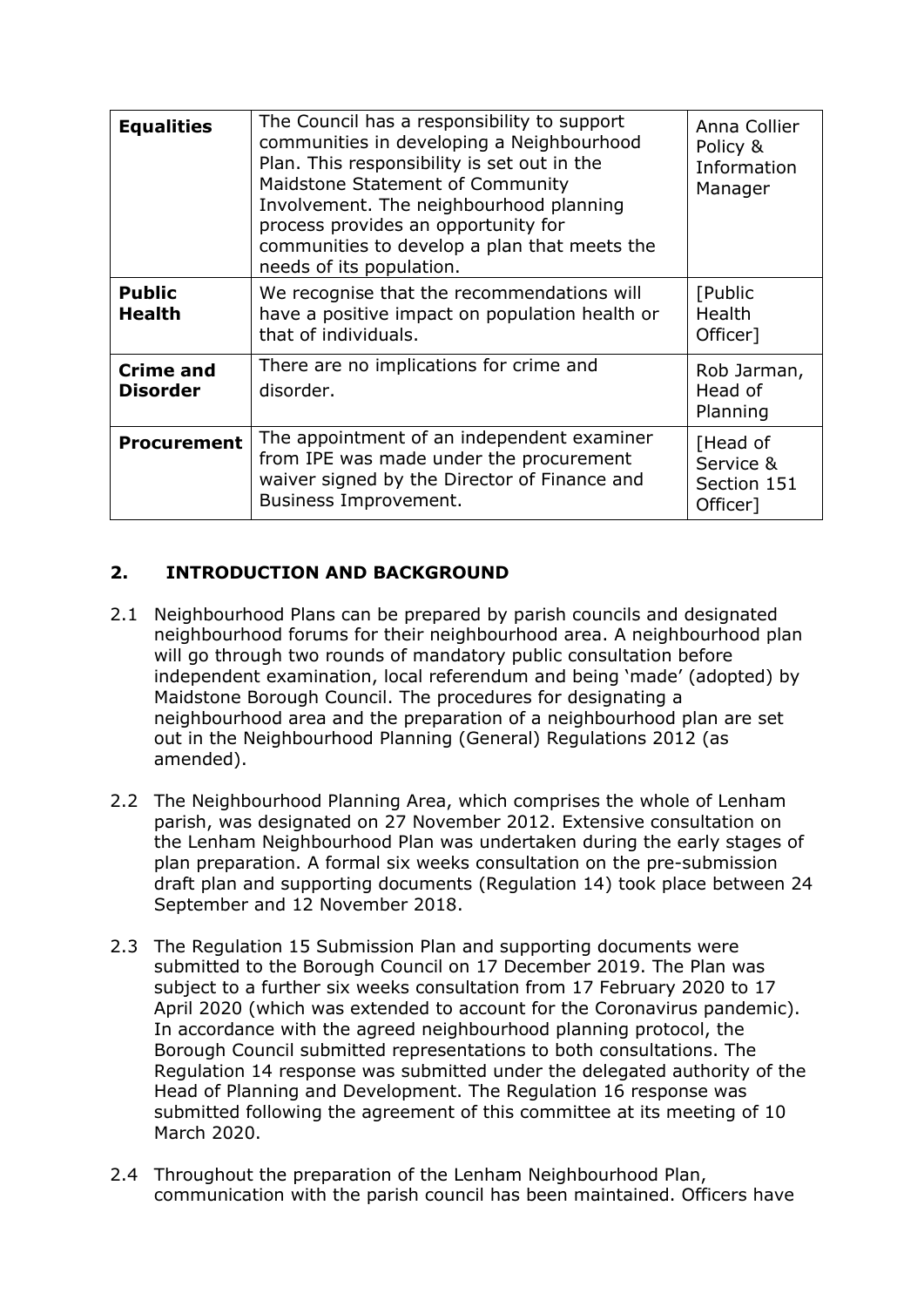| **Equalities** | The Council has a responsibility to support communities in developing a Neighbourhood Plan. This responsibility is set out in the Maidstone Statement of Community Involvement. The neighbourhood planning process provides an opportunity for communities to develop a plan that meets the needs of its population. | Anna Collier Policy & Information Manager |
|---|---|---|
| **Public Health** | We recognise that the recommendations will have a positive impact on population health or that of individuals. | [Public Health Officer] |
| **Crime and Disorder** | There are no implications for crime and disorder. | Rob Jarman, Head of Planning |
| **Procurement** | The appointment of an independent examiner from IPE was made under the procurement waiver signed by the Director of Finance and Business Improvement. | [Head of Service & Section 151 Officer] |

## 2. INTRODUCTION AND BACKGROUND

2.1 Neighbourhood Plans can be prepared by parish councils and designated neighbourhood forums for their neighbourhood area. A neighbourhood plan will go through two rounds of mandatory public consultation before independent examination, local referendum and being 'made' (adopted) by Maidstone Borough Council. The procedures for designating a neighbourhood area and the preparation of a neighbourhood plan are set out in the Neighbourhood Planning (General) Regulations 2012 (as amended).

2.2 The Neighbourhood Planning Area, which comprises the whole of Lenham parish, was designated on 27 November 2012. Extensive consultation on the Lenham Neighbourhood Plan was undertaken during the early stages of plan preparation. A formal six weeks consultation on the pre-submission draft plan and supporting documents (Regulation 14) took place between 24 September and 12 November 2018.

2.3 The Regulation 15 Submission Plan and supporting documents were submitted to the Borough Council on 17 December 2019. The Plan was subject to a further six weeks consultation from 17 February 2020 to 17 April 2020 (which was extended to account for the Coronavirus pandemic). In accordance with the agreed neighbourhood planning protocol, the Borough Council submitted representations to both consultations. The Regulation 14 response was submitted under the delegated authority of the Head of Planning and Development. The Regulation 16 response was submitted following the agreement of this committee at its meeting of 10 March 2020.

2.4 Throughout the preparation of the Lenham Neighbourhood Plan, communication with the parish council has been maintained. Officers have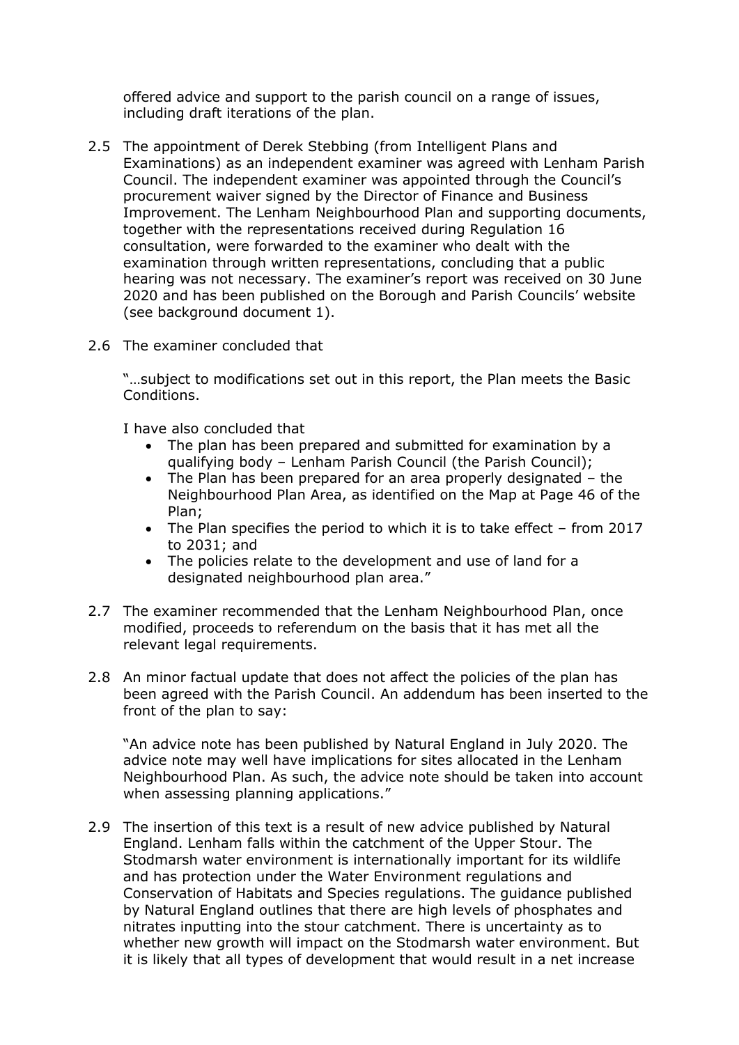offered advice and support to the parish council on a range of issues, including draft iterations of the plan.

2.5 The appointment of Derek Stebbing (from Intelligent Plans and Examinations) as an independent examiner was agreed with Lenham Parish Council. The independent examiner was appointed through the Council's procurement waiver signed by the Director of Finance and Business Improvement. The Lenham Neighbourhood Plan and supporting documents, together with the representations received during Regulation 16 consultation, were forwarded to the examiner who dealt with the examination through written representations, concluding that a public hearing was not necessary. The examiner's report was received on 30 June 2020 and has been published on the Borough and Parish Councils' website (see background document 1).

2.6 The examiner concluded that

"…subject to modifications set out in this report, the Plan meets the Basic Conditions.

I have also concluded that

- The plan has been prepared and submitted for examination by a qualifying body – Lenham Parish Council (the Parish Council);
- The Plan has been prepared for an area properly designated – the Neighbourhood Plan Area, as identified on the Map at Page 46 of the Plan;
- The Plan specifies the period to which it is to take effect – from 2017 to 2031; and
- The policies relate to the development and use of land for a designated neighbourhood plan area."

2.7 The examiner recommended that the Lenham Neighbourhood Plan, once modified, proceeds to referendum on the basis that it has met all the relevant legal requirements.

2.8 An minor factual update that does not affect the policies of the plan has been agreed with the Parish Council. An addendum has been inserted to the front of the plan to say:

"An advice note has been published by Natural England in July 2020. The advice note may well have implications for sites allocated in the Lenham Neighbourhood Plan. As such, the advice note should be taken into account when assessing planning applications."

2.9 The insertion of this text is a result of new advice published by Natural England. Lenham falls within the catchment of the Upper Stour. The Stodmarsh water environment is internationally important for its wildlife and has protection under the Water Environment regulations and Conservation of Habitats and Species regulations. The guidance published by Natural England outlines that there are high levels of phosphates and nitrates inputting into the stour catchment. There is uncertainty as to whether new growth will impact on the Stodmarsh water environment. But it is likely that all types of development that would result in a net increase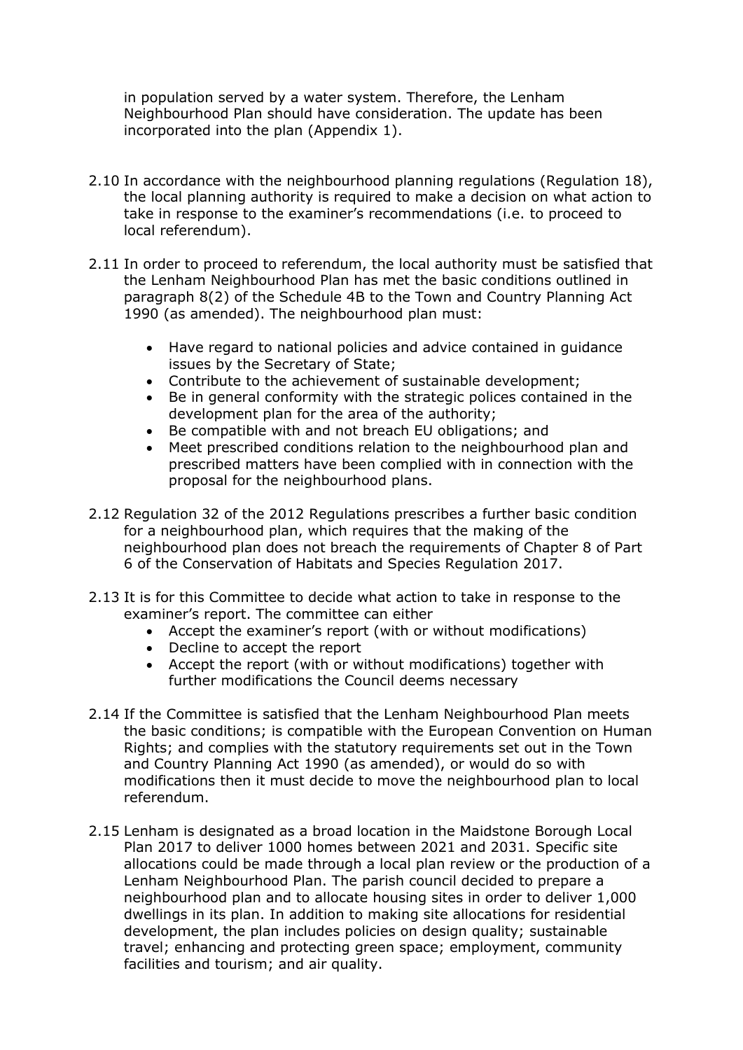in population served by a water system. Therefore, the Lenham Neighbourhood Plan should have consideration. The update has been incorporated into the plan (Appendix 1).

2.10 In accordance with the neighbourhood planning regulations (Regulation 18), the local planning authority is required to make a decision on what action to take in response to the examiner's recommendations (i.e. to proceed to local referendum).

2.11 In order to proceed to referendum, the local authority must be satisfied that the Lenham Neighbourhood Plan has met the basic conditions outlined in paragraph 8(2) of the Schedule 4B to the Town and Country Planning Act 1990 (as amended). The neighbourhood plan must:

- Have regard to national policies and advice contained in guidance issues by the Secretary of State;
- Contribute to the achievement of sustainable development;
- Be in general conformity with the strategic polices contained in the development plan for the area of the authority;
- Be compatible with and not breach EU obligations; and
- Meet prescribed conditions relation to the neighbourhood plan and prescribed matters have been complied with in connection with the proposal for the neighbourhood plans.

2.12 Regulation 32 of the 2012 Regulations prescribes a further basic condition for a neighbourhood plan, which requires that the making of the neighbourhood plan does not breach the requirements of Chapter 8 of Part 6 of the Conservation of Habitats and Species Regulation 2017.

2.13 It is for this Committee to decide what action to take in response to the examiner's report. The committee can either

- Accept the examiner's report (with or without modifications)
- Decline to accept the report
- Accept the report (with or without modifications) together with further modifications the Council deems necessary

2.14 If the Committee is satisfied that the Lenham Neighbourhood Plan meets the basic conditions; is compatible with the European Convention on Human Rights; and complies with the statutory requirements set out in the Town and Country Planning Act 1990 (as amended), or would do so with modifications then it must decide to move the neighbourhood plan to local referendum.

2.15 Lenham is designated as a broad location in the Maidstone Borough Local Plan 2017 to deliver 1000 homes between 2021 and 2031. Specific site allocations could be made through a local plan review or the production of a Lenham Neighbourhood Plan. The parish council decided to prepare a neighbourhood plan and to allocate housing sites in order to deliver 1,000 dwellings in its plan. In addition to making site allocations for residential development, the plan includes policies on design quality; sustainable travel; enhancing and protecting green space; employment, community facilities and tourism; and air quality.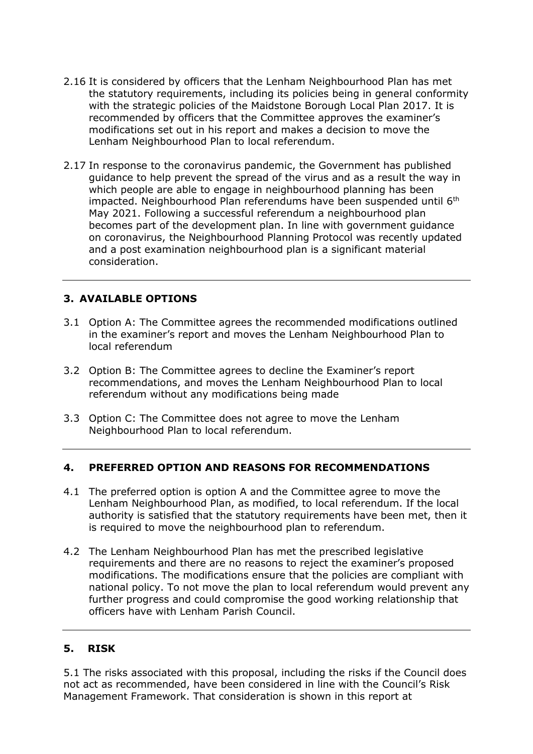2.16 It is considered by officers that the Lenham Neighbourhood Plan has met the statutory requirements, including its policies being in general conformity with the strategic policies of the Maidstone Borough Local Plan 2017. It is recommended by officers that the Committee approves the examiner's modifications set out in his report and makes a decision to move the Lenham Neighbourhood Plan to local referendum.

2.17 In response to the coronavirus pandemic, the Government has published guidance to help prevent the spread of the virus and as a result the way in which people are able to engage in neighbourhood planning has been impacted. Neighbourhood Plan referendums have been suspended until 6th May 2021. Following a successful referendum a neighbourhood plan becomes part of the development plan. In line with government guidance on coronavirus, the Neighbourhood Planning Protocol was recently updated and a post examination neighbourhood plan is a significant material consideration.

---

## 3. AVAILABLE OPTIONS

3.1 Option A: The Committee agrees the recommended modifications outlined in the examiner's report and moves the Lenham Neighbourhood Plan to local referendum

3.2 Option B: The Committee agrees to decline the Examiner's report recommendations, and moves the Lenham Neighbourhood Plan to local referendum without any modifications being made

3.3 Option C: The Committee does not agree to move the Lenham Neighbourhood Plan to local referendum.

---

## 4. PREFERRED OPTION AND REASONS FOR RECOMMENDATIONS

4.1 The preferred option is option A and the Committee agree to move the Lenham Neighbourhood Plan, as modified, to local referendum. If the local authority is satisfied that the statutory requirements have been met, then it is required to move the neighbourhood plan to referendum.

4.2 The Lenham Neighbourhood Plan has met the prescribed legislative requirements and there are no reasons to reject the examiner's proposed modifications. The modifications ensure that the policies are compliant with national policy. To not move the plan to local referendum would prevent any further progress and could compromise the good working relationship that officers have with Lenham Parish Council.

---

## 5. RISK

5.1 The risks associated with this proposal, including the risks if the Council does not act as recommended, have been considered in line with the Council's Risk Management Framework. That consideration is shown in this report at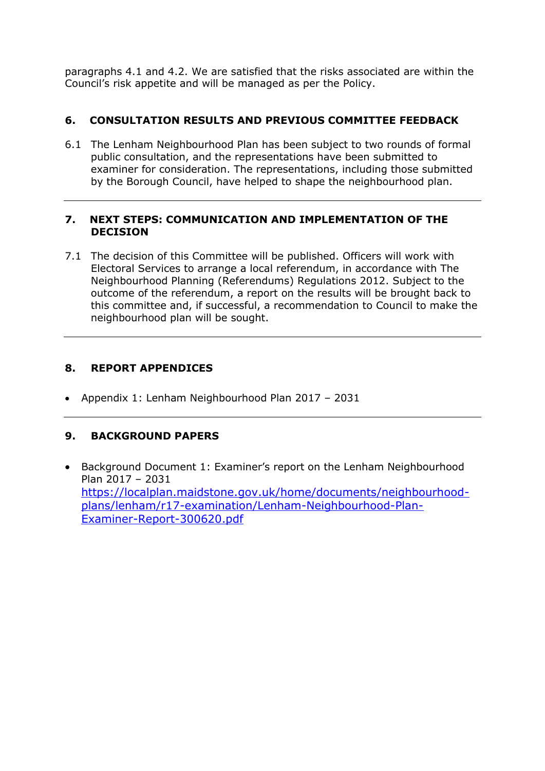paragraphs 4.1 and 4.2. We are satisfied that the risks associated are within the Council's risk appetite and will be managed as per the Policy.

## 6. CONSULTATION RESULTS AND PREVIOUS COMMITTEE FEEDBACK

6.1 The Lenham Neighbourhood Plan has been subject to two rounds of formal public consultation, and the representations have been submitted to examiner for consideration. The representations, including those submitted by the Borough Council, have helped to shape the neighbourhood plan.

---

## 7. NEXT STEPS: COMMUNICATION AND IMPLEMENTATION OF THE DECISION

7.1 The decision of this Committee will be published. Officers will work with Electoral Services to arrange a local referendum, in accordance with The Neighbourhood Planning (Referendums) Regulations 2012. Subject to the outcome of the referendum, a report on the results will be brought back to this committee and, if successful, a recommendation to Council to make the neighbourhood plan will be sought.

---

## 8. REPORT APPENDICES

- Appendix 1: Lenham Neighbourhood Plan 2017 – 2031

---

## 9. BACKGROUND PAPERS

- Background Document 1: Examiner's report on the Lenham Neighbourhood Plan 2017 – 2031
  [https://localplan.maidstone.gov.uk/home/documents/neighbourhood-plans/lenham/r17-examination/Lenham-Neighbourhood-Plan-Examiner-Report-300620.pdf](https://localplan.maidstone.gov.uk/home/documents/neighbourhood-plans/lenham/r17-examination/Lenham-Neighbourhood-Plan-Examiner-Report-300620.pdf)